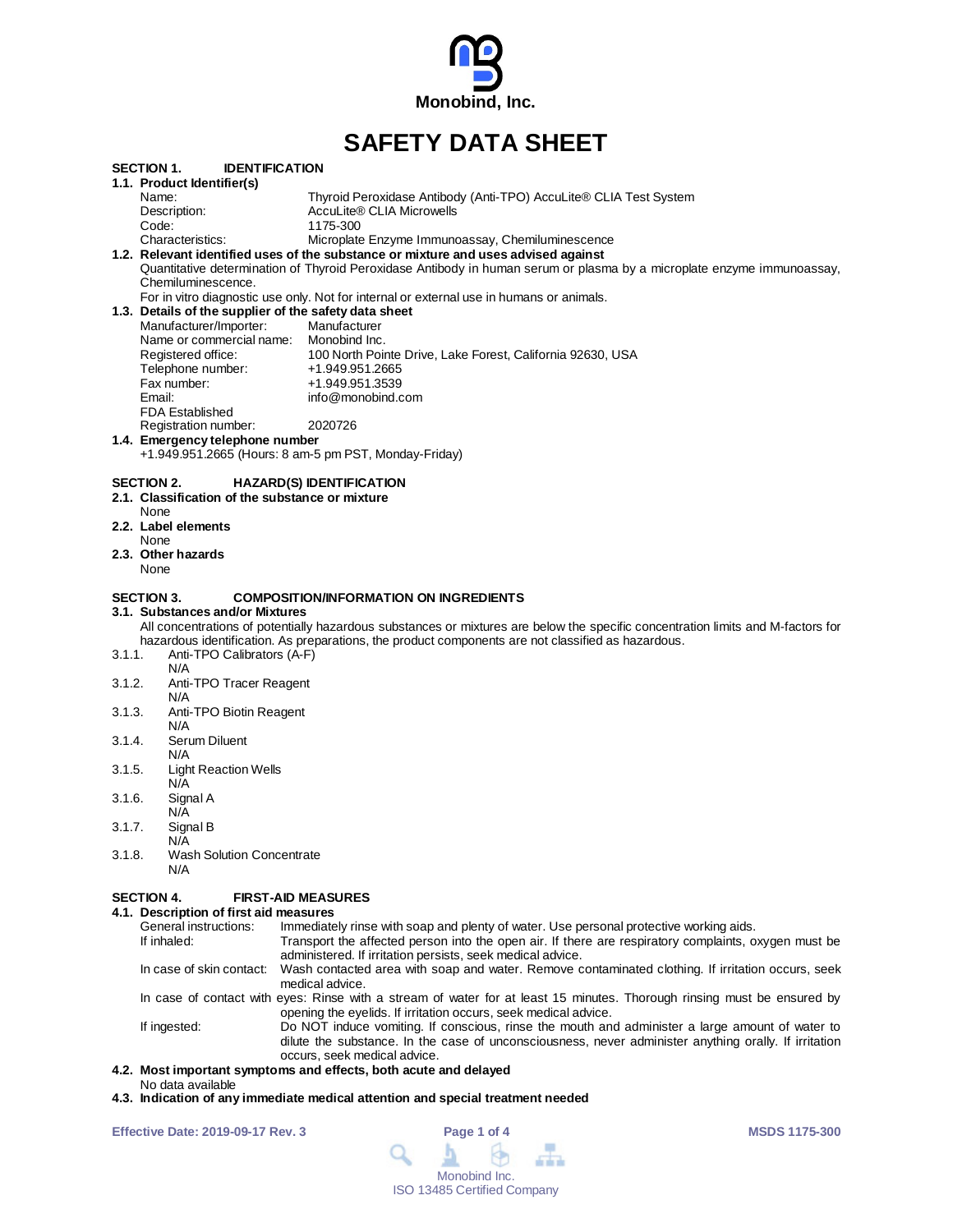Monobind, Inc.

# SAFETY DATA SHEET

## SECTION 1. IDENTIFICATION

### 1.1. Product Identifier(s)

| | |
|---|---|
| Name: | Thyroid Peroxidase Antibody (Anti-TPO) AccuLite® CLIA Test System |
| Description: | AccuLite® CLIA Microwells |
| Code: | 1175-300 |
| Characteristics: | Microplate Enzyme Immunoassay, Chemiluminescence |

### 1.2. Relevant identified uses of the substance or mixture and uses advised against

Quantitative determination of Thyroid Peroxidase Antibody in human serum or plasma by a microplate enzyme immunoassay, Chemiluminescence.

For in vitro diagnostic use only. Not for internal or external use in humans or animals.

### 1.3. Details of the supplier of the safety data sheet

| | |
|---|---|
| Manufacturer/Importer: | Manufacturer |
| Name or commercial name: | Monobind Inc. |
| Registered office: | 100 North Pointe Drive, Lake Forest, California 92630, USA |
| Telephone number: | +1.949.951.2665 |
| Fax number: | +1.949.951.3539 |
| Email: | info@monobind.com |
| FDA Established Registration number: | 2020726 |

### 1.4. Emergency telephone number

+1.949.951.2665 (Hours: 8 am-5 pm PST, Monday-Friday)

## SECTION 2. HAZARD(S) IDENTIFICATION

### 2.1. Classification of the substance or mixture

None

### 2.2. Label elements

None

### 2.3. Other hazards

None

## SECTION 3. COMPOSITION/INFORMATION ON INGREDIENTS

### 3.1. Substances and/or Mixtures

All concentrations of potentially hazardous substances or mixtures are below the specific concentration limits and M-factors for hazardous identification. As preparations, the product components are not classified as hazardous.

3.1.1. Anti-TPO Calibrators (A-F)
N/A

3.1.2. Anti-TPO Tracer Reagent
N/A

3.1.3. Anti-TPO Biotin Reagent
N/A

3.1.4. Serum Diluent
N/A

3.1.5. Light Reaction Wells
N/A

3.1.6. Signal A
N/A

3.1.7. Signal B
N/A

3.1.8. Wash Solution Concentrate
N/A

## SECTION 4. FIRST-AID MEASURES

### 4.1. Description of first aid measures

| | |
|---|---|
| General instructions: | Immediately rinse with soap and plenty of water. Use personal protective working aids. |
| If inhaled: | Transport the affected person into the open air. If there are respiratory complaints, oxygen must be administered. If irritation persists, seek medical advice. |
| In case of skin contact: | Wash contacted area with soap and water. Remove contaminated clothing. If irritation occurs, seek medical advice. |
| In case of contact with eyes: | Rinse with a stream of water for at least 15 minutes. Thorough rinsing must be ensured by opening the eyelids. If irritation occurs, seek medical advice. |
| If ingested: | Do NOT induce vomiting. If conscious, rinse the mouth and administer a large amount of water to dilute the substance. In the case of unconsciousness, never administer anything orally. If irritation occurs, seek medical advice. |

### 4.2. Most important symptoms and effects, both acute and delayed

No data available

### 4.3. Indication of any immediate medical attention and special treatment needed

Effective Date: 2019-09-17 Rev. 3

MSDS 1175-300

Monobind Inc.
ISO 13485 Certified Company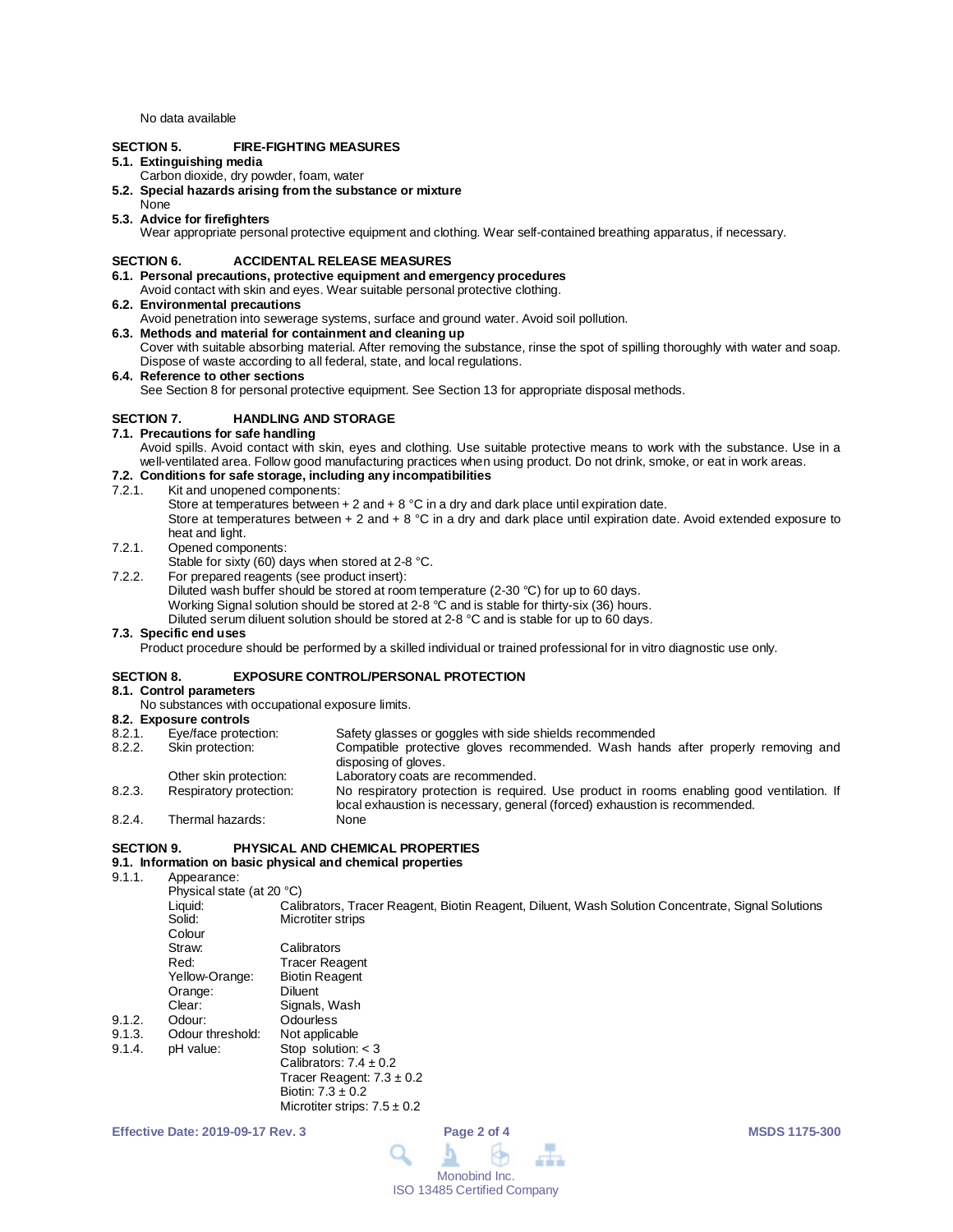No data available

## SECTION 5. FIRE-FIGHTING MEASURES

### 5.1. Extinguishing media

Carbon dioxide, dry powder, foam, water

### 5.2. Special hazards arising from the substance or mixture

None

### 5.3. Advice for firefighters

Wear appropriate personal protective equipment and clothing. Wear self-contained breathing apparatus, if necessary.

## SECTION 6. ACCIDENTAL RELEASE MEASURES

### 6.1. Personal precautions, protective equipment and emergency procedures

Avoid contact with skin and eyes. Wear suitable personal protective clothing.

### 6.2. Environmental precautions

Avoid penetration into sewerage systems, surface and ground water. Avoid soil pollution.

### 6.3. Methods and material for containment and cleaning up

Cover with suitable absorbing material. After removing the substance, rinse the spot of spilling thoroughly with water and soap. Dispose of waste according to all federal, state, and local regulations.

### 6.4. Reference to other sections

See Section 8 for personal protective equipment. See Section 13 for appropriate disposal methods.

## SECTION 7. HANDLING AND STORAGE

### 7.1. Precautions for safe handling

Avoid spills. Avoid contact with skin, eyes and clothing. Use suitable protective means to work with the substance. Use in a well-ventilated area. Follow good manufacturing practices when using product. Do not drink, smoke, or eat in work areas.

### 7.2. Conditions for safe storage, including any incompatibilities

7.2.1. Kit and unopened components:

Store at temperatures between + 2 and + 8 °C in a dry and dark place until expiration date.

Store at temperatures between + 2 and + 8 °C in a dry and dark place until expiration date. Avoid extended exposure to heat and light.

7.2.1. Opened components:

Stable for sixty (60) days when stored at 2-8 °C.

7.2.2. For prepared reagents (see product insert):

Diluted wash buffer should be stored at room temperature (2-30 °C) for up to 60 days.

Working Signal solution should be stored at 2-8 °C and is stable for thirty-six (36) hours.

Diluted serum diluent solution should be stored at 2-8 °C and is stable for up to 60 days.

### 7.3. Specific end uses

Product procedure should be performed by a skilled individual or trained professional for in vitro diagnostic use only.

## SECTION 8. EXPOSURE CONTROL/PERSONAL PROTECTION

### 8.1. Control parameters

No substances with occupational exposure limits.

### 8.2. Exposure controls

| | | |
|---|---|---|
| 8.2.1. | Eye/face protection: | Safety glasses or goggles with side shields recommended |
| 8.2.2. | Skin protection: | Compatible protective gloves recommended. Wash hands after properly removing and disposing of gloves. |
| | Other skin protection: | Laboratory coats are recommended. |
| 8.2.3. | Respiratory protection: | No respiratory protection is required. Use product in rooms enabling good ventilation. If local exhaustion is necessary, general (forced) exhaustion is recommended. |
| 8.2.4. | Thermal hazards: | None |

## SECTION 9. PHYSICAL AND CHEMICAL PROPERTIES

### 9.1. Information on basic physical and chemical properties

9.1.1. Appearance:

Physical state (at 20 °C)

| | |
|---|---|
| Liquid: | Calibrators, Tracer Reagent, Biotin Reagent, Diluent, Wash Solution Concentrate, Signal Solutions |
| Solid: | Microtiter strips |

Colour

| | |
|---|---|
| Straw: | Calibrators |
| Red: | Tracer Reagent |
| Yellow-Orange: | Biotin Reagent |
| Orange: | Diluent |
| Clear: | Signals, Wash |

| | | |
|---|---|---|
| 9.1.2. | Odour: | Odourless |
| 9.1.3. | Odour threshold: | Not applicable |
| 9.1.4. | pH value: | Stop solution: < 3<br>Calibrators: 7.4 ± 0.2<br>Tracer Reagent: 7.3 ± 0.2<br>Biotin: 7.3 ± 0.2<br>Microtiter strips: 7.5 ± 0.2 |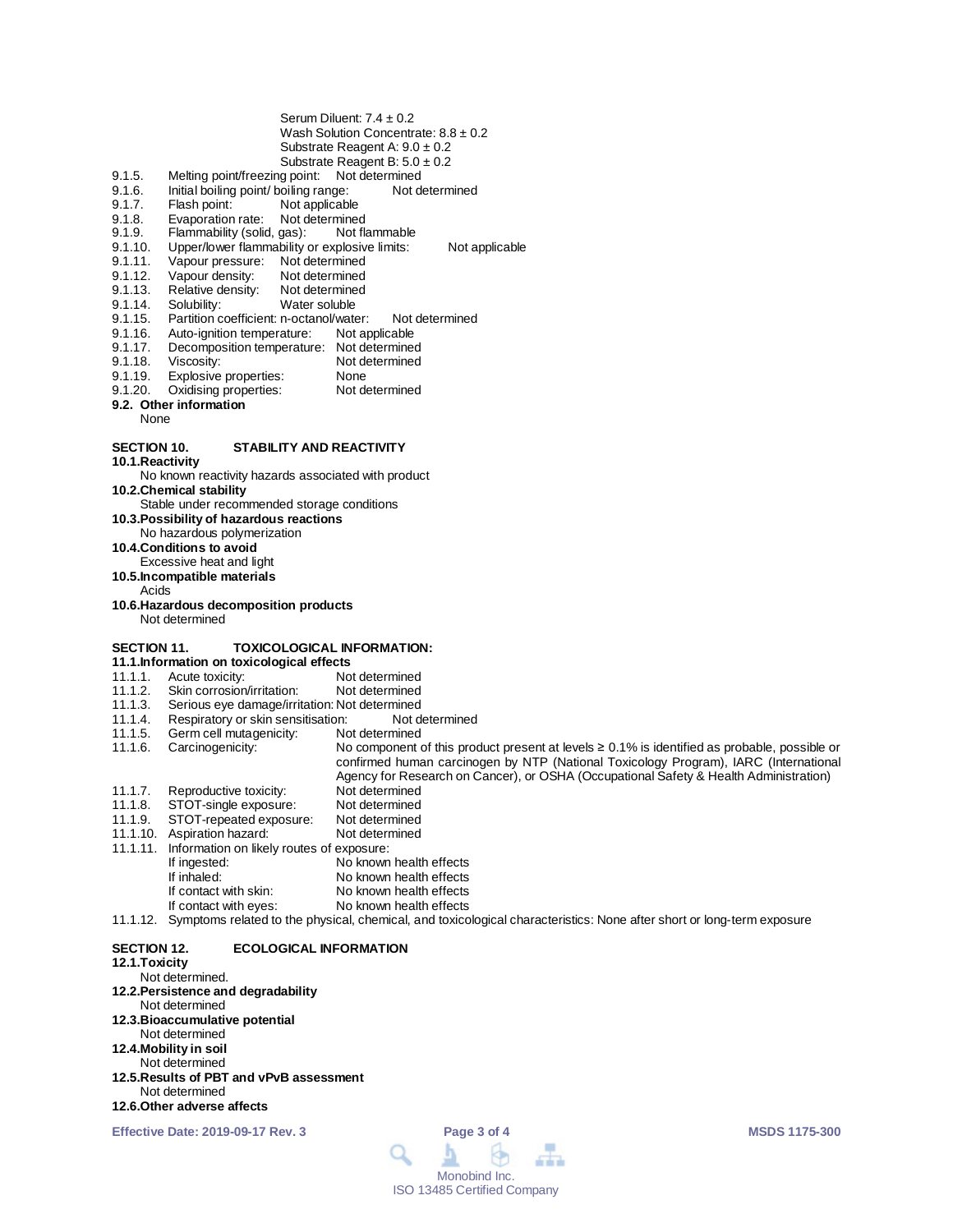Serum Diluent: 7.4 ± 0.2
Wash Solution Concentrate: 8.8 ± 0.2
Substrate Reagent A: 9.0 ± 0.2
Substrate Reagent B: 5.0 ± 0.2

9.1.5. Melting point/freezing point: Not determined
9.1.6. Initial boiling point/ boiling range: Not determined
9.1.7. Flash point: Not applicable
9.1.8. Evaporation rate: Not determined
9.1.9. Flammability (solid, gas): Not flammable
9.1.10. Upper/lower flammability or explosive limits: Not applicable
9.1.11. Vapour pressure: Not determined
9.1.12. Vapour density: Not determined
9.1.13. Relative density: Not determined
9.1.14. Solubility: Water soluble
9.1.15. Partition coefficient: n-octanol/water: Not determined
9.1.16. Auto-ignition temperature: Not applicable
9.1.17. Decomposition temperature: Not determined
9.1.18. Viscosity: Not determined
9.1.19. Explosive properties: None
9.1.20. Oxidising properties: Not determined

**9.2. Other information**

None

## SECTION 10. STABILITY AND REACTIVITY

**10.1. Reactivity**

No known reactivity hazards associated with product

**10.2. Chemical stability**

Stable under recommended storage conditions

**10.3. Possibility of hazardous reactions**

No hazardous polymerization

**10.4. Conditions to avoid**

Excessive heat and light

**10.5. Incompatible materials**

Acids

**10.6. Hazardous decomposition products**

Not determined

## SECTION 11. TOXICOLOGICAL INFORMATION:

**11.1. Information on toxicological effects**

11.1.1. Acute toxicity: Not determined
11.1.2. Skin corrosion/irritation: Not determined
11.1.3. Serious eye damage/irritation: Not determined
11.1.4. Respiratory or skin sensitisation: Not determined
11.1.5. Germ cell mutagenicity: Not determined
11.1.6. Carcinogenicity: No component of this product present at levels ≥ 0.1% is identified as probable, possible or confirmed human carcinogen by NTP (National Toxicology Program), IARC (International Agency for Research on Cancer), or OSHA (Occupational Safety & Health Administration)
11.1.7. Reproductive toxicity: Not determined
11.1.8. STOT-single exposure: Not determined
11.1.9. STOT-repeated exposure: Not determined
11.1.10. Aspiration hazard: Not determined
11.1.11. Information on likely routes of exposure:
- If ingested: No known health effects
- If inhaled: No known health effects
- If contact with skin: No known health effects
- If contact with eyes: No known health effects

11.1.12. Symptoms related to the physical, chemical, and toxicological characteristics: None after short or long-term exposure

## SECTION 12. ECOLOGICAL INFORMATION

**12.1. Toxicity**

Not determined.

**12.2. Persistence and degradability**

Not determined

**12.3. Bioaccumulative potential**

Not determined

**12.4. Mobility in soil**

Not determined

**12.5. Results of PBT and vPvB assessment**

Not determined

**12.6. Other adverse affects**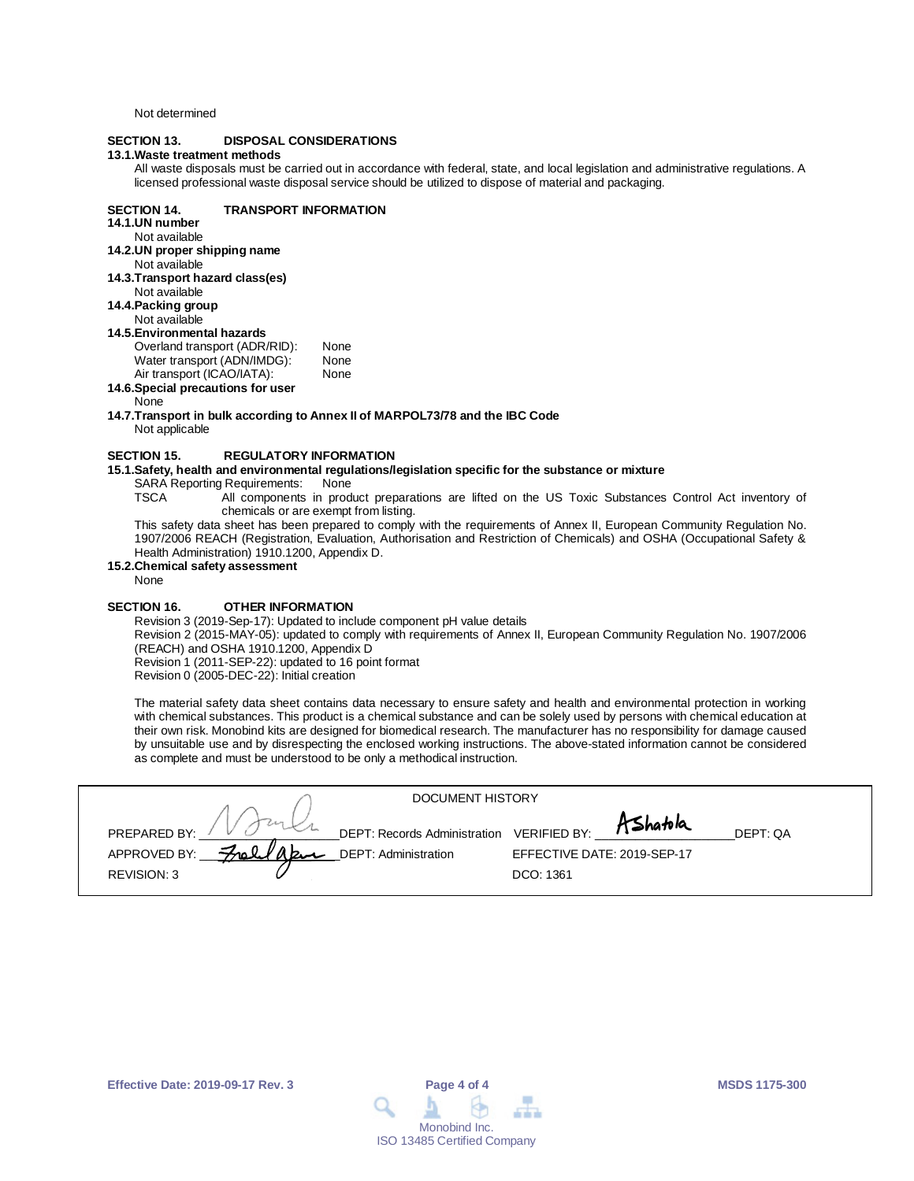Not determined

## SECTION 13. DISPOSAL CONSIDERATIONS

**13.1.Waste treatment methods**

All waste disposals must be carried out in accordance with federal, state, and local legislation and administrative regulations. A licensed professional waste disposal service should be utilized to dispose of material and packaging.

## SECTION 14. TRANSPORT INFORMATION

**14.1.UN number**

Not available

**14.2.UN proper shipping name**

Not available

**14.3.Transport hazard class(es)**

Not available

**14.4.Packing group**

Not available

**14.5.Environmental hazards**

| | |
|---|---|
| Overland transport (ADR/RID): | None |
| Water transport (ADN/IMDG): | None |
| Air transport (ICAO/IATA): | None |

**14.6.Special precautions for user**

None

**14.7.Transport in bulk according to Annex II of MARPOL73/78 and the IBC Code**

Not applicable

## SECTION 15. REGULATORY INFORMATION

**15.1.Safety, health and environmental regulations/legislation specific for the substance or mixture**

SARA Reporting Requirements: None

TSCA All components in product preparations are lifted on the US Toxic Substances Control Act inventory of chemicals or are exempt from listing.

This safety data sheet has been prepared to comply with the requirements of Annex II, European Community Regulation No. 1907/2006 REACH (Registration, Evaluation, Authorisation and Restriction of Chemicals) and OSHA (Occupational Safety & Health Administration) 1910.1200, Appendix D.

**15.2.Chemical safety assessment**

None

## SECTION 16. OTHER INFORMATION

Revision 3 (2019-Sep-17): Updated to include component pH value details

Revision 2 (2015-MAY-05): updated to comply with requirements of Annex II, European Community Regulation No. 1907/2006 (REACH) and OSHA 1910.1200, Appendix D

Revision 1 (2011-SEP-22): updated to 16 point format

Revision 0 (2005-DEC-22): Initial creation

The material safety data sheet contains data necessary to ensure safety and health and environmental protection in working with chemical substances. This product is a chemical substance and can be solely used by persons with chemical education at their own risk. Monobind kits are designed for biomedical research. The manufacturer has no responsibility for damage caused by unsuitable use and by disrespecting the enclosed working instructions. The above-stated information cannot be considered as complete and must be understood to be only a methodical instruction.

| DOCUMENT HISTORY | | | |
|---|---|---|---|
| PREPARED BY: (signature) | DEPT: Records Administration | VERIFIED BY: Ashatola | DEPT: QA |
| APPROVED BY: (signature) | DEPT: Administration | EFFECTIVE DATE: 2019-SEP-17 | |
| REVISION: 3 | | DCO: 1361 | |

Monobind Inc.
ISO 13485 Certified Company